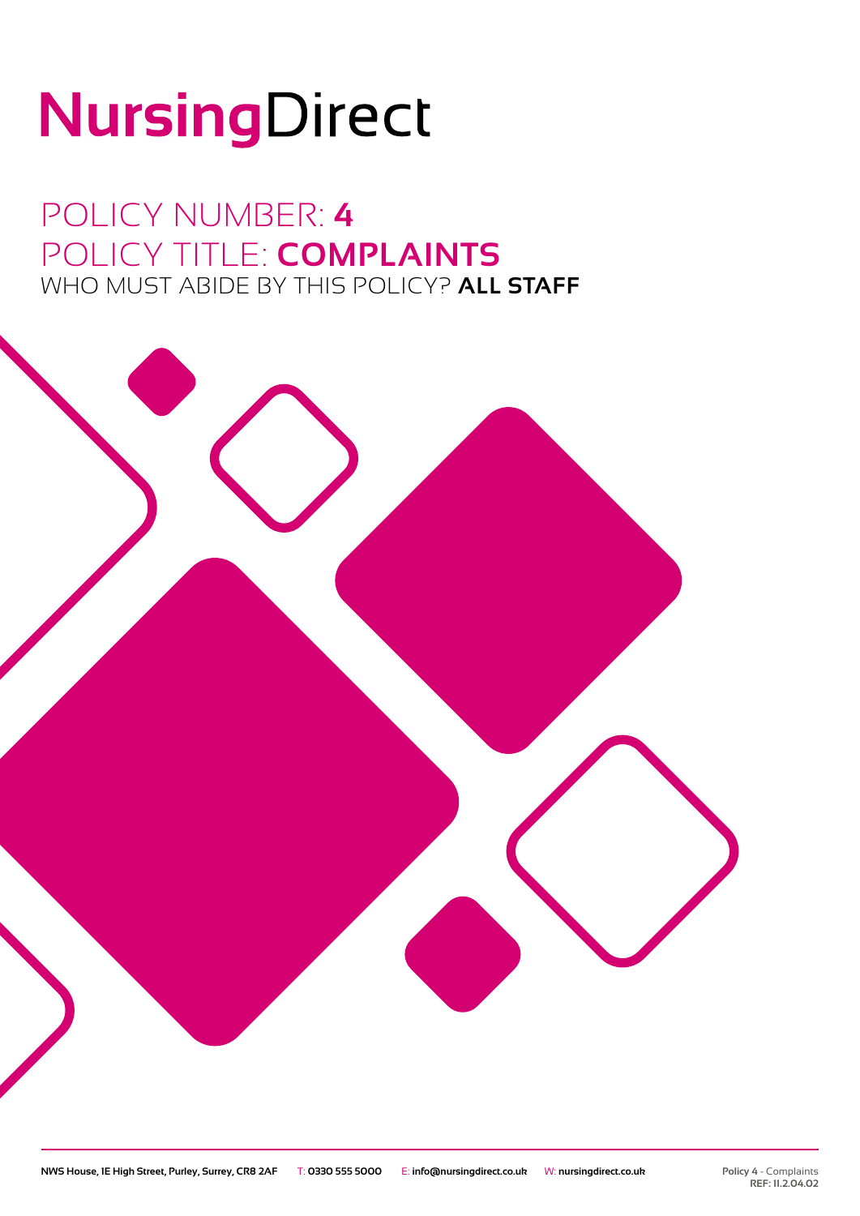# NursingDirect

## POLICY NUMBER: **4**
## POLICY TITLE: **COMPLAINTS**
### WHO MUST ABIDE BY THIS POLICY? **ALL STAFF**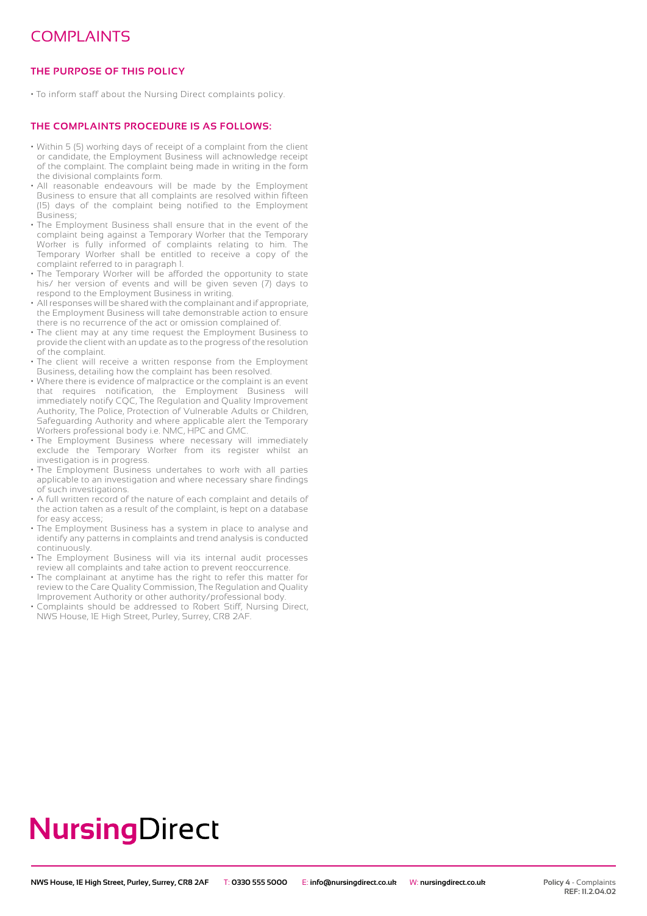# COMPLAINTS

### THE PURPOSE OF THIS POLICY

- To inform staff about the Nursing Direct complaints policy.

### THE COMPLAINTS PROCEDURE IS AS FOLLOWS:

- Within 5 (5) working days of receipt of a complaint from the client or candidate, the Employment Business will acknowledge receipt of the complaint. The complaint being made in writing in the form the divisional complaints form.
- All reasonable endeavours will be made by the Employment Business to ensure that all complaints are resolved within fifteen (15) days of the complaint being notified to the Employment Business;
- The Employment Business shall ensure that in the event of the complaint being against a Temporary Worker that the Temporary Worker is fully informed of complaints relating to him. The Temporary Worker shall be entitled to receive a copy of the complaint referred to in paragraph 1.
- The Temporary Worker will be afforded the opportunity to state his/ her version of events and will be given seven (7) days to respond to the Employment Business in writing.
- All responses will be shared with the complainant and if appropriate, the Employment Business will take demonstrable action to ensure there is no recurrence of the act or omission complained of.
- The client may at any time request the Employment Business to provide the client with an update as to the progress of the resolution of the complaint.
- The client will receive a written response from the Employment Business, detailing how the complaint has been resolved.
- Where there is evidence of malpractice or the complaint is an event that requires notification, the Employment Business will immediately notify CQC, The Regulation and Quality Improvement Authority, The Police, Protection of Vulnerable Adults or Children, Safeguarding Authority and where applicable alert the Temporary Workers professional body i.e. NMC, HPC and GMC.
- The Employment Business where necessary will immediately exclude the Temporary Worker from its register whilst an investigation is in progress.
- The Employment Business undertakes to work with all parties applicable to an investigation and where necessary share findings of such investigations.
- A full written record of the nature of each complaint and details of the action taken as a result of the complaint, is kept on a database for easy access;
- The Employment Business has a system in place to analyse and identify any patterns in complaints and trend analysis is conducted continuously.
- The Employment Business will via its internal audit processes review all complaints and take action to prevent reoccurrence.
- The complainant at anytime has the right to refer this matter for review to the Care Quality Commission, The Regulation and Quality Improvement Authority or other authority/professional body.
- Complaints should be addressed to Robert Stiff, Nursing Direct, NWS House, 1E High Street, Purley, Surrey, CR8 2AF.